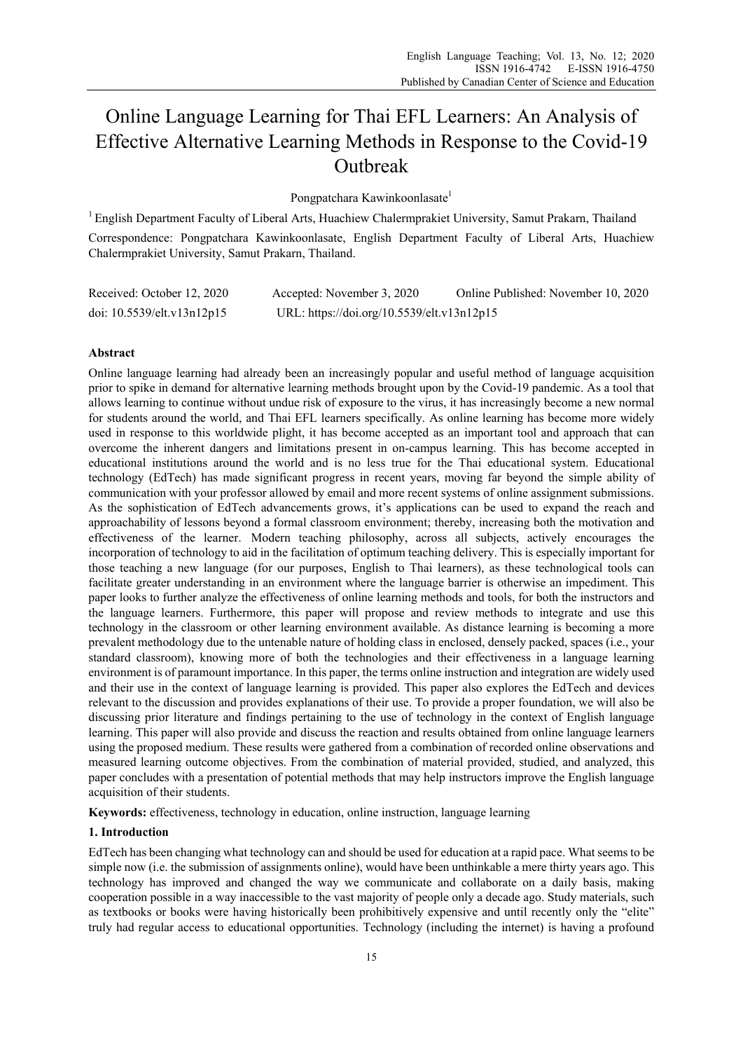# Online Language Learning for Thai EFL Learners: An Analysis of Effective Alternative Learning Methods in Response to the Covid-19 Outbreak

Pongpatchara Kawinkoonlasate[1]

[1] English Department Faculty of Liberal Arts, Huachiew Chalermprakiet University, Samut Prakarn, Thailand

Correspondence: Pongpatchara Kawinkoonlasate, English Department Faculty of Liberal Arts, Huachiew Chalermprakiet University, Samut Prakarn, Thailand.

Received: October 12, 2020 Accepted: November 3, 2020 Online Published: November 10, 2020

doi: 10.5539/elt.v13n12p15 URL: https://doi.org/10.5539/elt.v13n12p15

## Abstract

Online language learning had already been an increasingly popular and useful method of language acquisition prior to spike in demand for alternative learning methods brought upon by the Covid-19 pandemic. As a tool that allows learning to continue without undue risk of exposure to the virus, it has increasingly become a new normal for students around the world, and Thai EFL learners specifically. As online learning has become more widely used in response to this worldwide plight, it has become accepted as an important tool and approach that can overcome the inherent dangers and limitations present in on-campus learning. This has become accepted in educational institutions around the world and is no less true for the Thai educational system. Educational technology (EdTech) has made significant progress in recent years, moving far beyond the simple ability of communication with your professor allowed by email and more recent systems of online assignment submissions. As the sophistication of EdTech advancements grows, it's applications can be used to expand the reach and approachability of lessons beyond a formal classroom environment; thereby, increasing both the motivation and effectiveness of the learner. Modern teaching philosophy, across all subjects, actively encourages the incorporation of technology to aid in the facilitation of optimum teaching delivery. This is especially important for those teaching a new language (for our purposes, English to Thai learners), as these technological tools can facilitate greater understanding in an environment where the language barrier is otherwise an impediment. This paper looks to further analyze the effectiveness of online learning methods and tools, for both the instructors and the language learners. Furthermore, this paper will propose and review methods to integrate and use this technology in the classroom or other learning environment available. As distance learning is becoming a more prevalent methodology due to the untenable nature of holding class in enclosed, densely packed, spaces (i.e., your standard classroom), knowing more of both the technologies and their effectiveness in a language learning environment is of paramount importance. In this paper, the terms online instruction and integration are widely used and their use in the context of language learning is provided. This paper also explores the EdTech and devices relevant to the discussion and provides explanations of their use. To provide a proper foundation, we will also be discussing prior literature and findings pertaining to the use of technology in the context of English language learning. This paper will also provide and discuss the reaction and results obtained from online language learners using the proposed medium. These results were gathered from a combination of recorded online observations and measured learning outcome objectives. From the combination of material provided, studied, and analyzed, this paper concludes with a presentation of potential methods that may help instructors improve the English language acquisition of their students.

**Keywords:** effectiveness, technology in education, online instruction, language learning

## 1. Introduction

EdTech has been changing what technology can and should be used for education at a rapid pace. What seems to be simple now (i.e. the submission of assignments online), would have been unthinkable a mere thirty years ago. This technology has improved and changed the way we communicate and collaborate on a daily basis, making cooperation possible in a way inaccessible to the vast majority of people only a decade ago. Study materials, such as textbooks or books were having historically been prohibitively expensive and until recently only the "elite" truly had regular access to educational opportunities. Technology (including the internet) is having a profound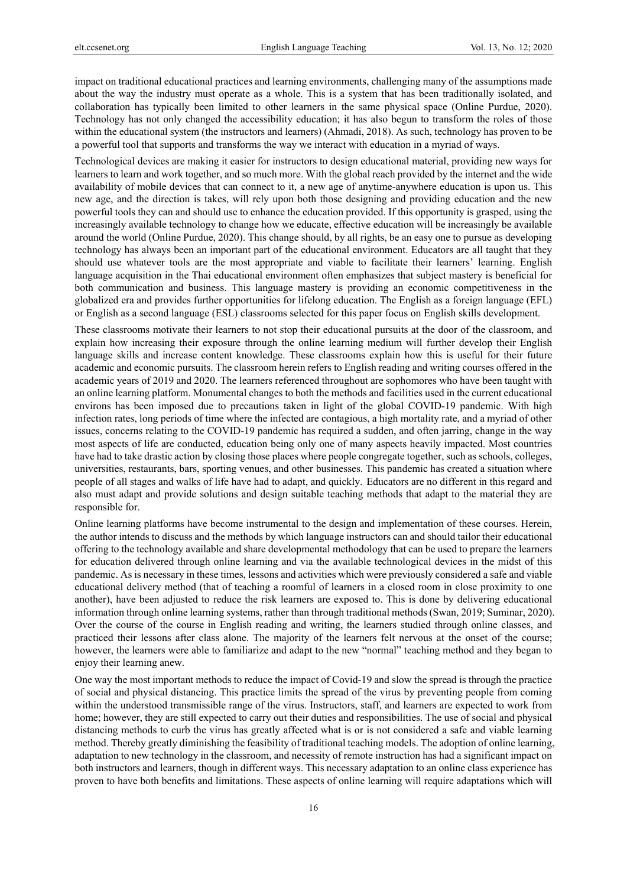impact on traditional educational practices and learning environments, challenging many of the assumptions made about the way the industry must operate as a whole. This is a system that has been traditionally isolated, and collaboration has typically been limited to other learners in the same physical space (Online Purdue, 2020). Technology has not only changed the accessibility education; it has also begun to transform the roles of those within the educational system (the instructors and learners) (Ahmadi, 2018). As such, technology has proven to be a powerful tool that supports and transforms the way we interact with education in a myriad of ways.

Technological devices are making it easier for instructors to design educational material, providing new ways for learners to learn and work together, and so much more. With the global reach provided by the internet and the wide availability of mobile devices that can connect to it, a new age of anytime-anywhere education is upon us. This new age, and the direction is takes, will rely upon both those designing and providing education and the new powerful tools they can and should use to enhance the education provided. If this opportunity is grasped, using the increasingly available technology to change how we educate, effective education will be increasingly be available around the world (Online Purdue, 2020). This change should, by all rights, be an easy one to pursue as developing technology has always been an important part of the educational environment. Educators are all taught that they should use whatever tools are the most appropriate and viable to facilitate their learners' learning. English language acquisition in the Thai educational environment often emphasizes that subject mastery is beneficial for both communication and business. This language mastery is providing an economic competitiveness in the globalized era and provides further opportunities for lifelong education. The English as a foreign language (EFL) or English as a second language (ESL) classrooms selected for this paper focus on English skills development.

These classrooms motivate their learners to not stop their educational pursuits at the door of the classroom, and explain how increasing their exposure through the online learning medium will further develop their English language skills and increase content knowledge. These classrooms explain how this is useful for their future academic and economic pursuits. The classroom herein refers to English reading and writing courses offered in the academic years of 2019 and 2020. The learners referenced throughout are sophomores who have been taught with an online learning platform. Monumental changes to both the methods and facilities used in the current educational environs has been imposed due to precautions taken in light of the global COVID-19 pandemic. With high infection rates, long periods of time where the infected are contagious, a high mortality rate, and a myriad of other issues, concerns relating to the COVID-19 pandemic has required a sudden, and often jarring, change in the way most aspects of life are conducted, education being only one of many aspects heavily impacted. Most countries have had to take drastic action by closing those places where people congregate together, such as schools, colleges, universities, restaurants, bars, sporting venues, and other businesses. This pandemic has created a situation where people of all stages and walks of life have had to adapt, and quickly. Educators are no different in this regard and also must adapt and provide solutions and design suitable teaching methods that adapt to the material they are responsible for.

Online learning platforms have become instrumental to the design and implementation of these courses. Herein, the author intends to discuss and the methods by which language instructors can and should tailor their educational offering to the technology available and share developmental methodology that can be used to prepare the learners for education delivered through online learning and via the available technological devices in the midst of this pandemic. As is necessary in these times, lessons and activities which were previously considered a safe and viable educational delivery method (that of teaching a roomful of learners in a closed room in close proximity to one another), have been adjusted to reduce the risk learners are exposed to. This is done by delivering educational information through online learning systems, rather than through traditional methods (Swan, 2019; Suminar, 2020). Over the course of the course in English reading and writing, the learners studied through online classes, and practiced their lessons after class alone. The majority of the learners felt nervous at the onset of the course; however, the learners were able to familiarize and adapt to the new "normal" teaching method and they began to enjoy their learning anew.

One way the most important methods to reduce the impact of Covid-19 and slow the spread is through the practice of social and physical distancing. This practice limits the spread of the virus by preventing people from coming within the understood transmissible range of the virus. Instructors, staff, and learners are expected to work from home; however, they are still expected to carry out their duties and responsibilities. The use of social and physical distancing methods to curb the virus has greatly affected what is or is not considered a safe and viable learning method. Thereby greatly diminishing the feasibility of traditional teaching models. The adoption of online learning, adaptation to new technology in the classroom, and necessity of remote instruction has had a significant impact on both instructors and learners, though in different ways. This necessary adaptation to an online class experience has proven to have both benefits and limitations. These aspects of online learning will require adaptations which will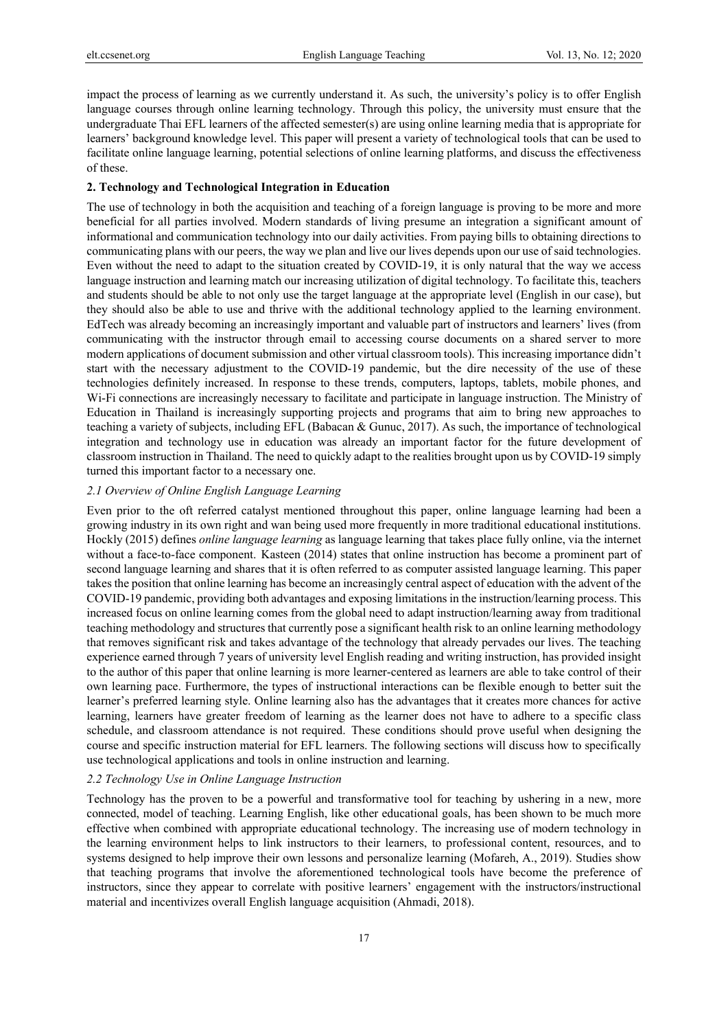impact the process of learning as we currently understand it. As such, the university's policy is to offer English language courses through online learning technology. Through this policy, the university must ensure that the undergraduate Thai EFL learners of the affected semester(s) are using online learning media that is appropriate for learners' background knowledge level. This paper will present a variety of technological tools that can be used to facilitate online language learning, potential selections of online learning platforms, and discuss the effectiveness of these.

## 2. Technology and Technological Integration in Education

The use of technology in both the acquisition and teaching of a foreign language is proving to be more and more beneficial for all parties involved. Modern standards of living presume an integration a significant amount of informational and communication technology into our daily activities. From paying bills to obtaining directions to communicating plans with our peers, the way we plan and live our lives depends upon our use of said technologies. Even without the need to adapt to the situation created by COVID-19, it is only natural that the way we access language instruction and learning match our increasing utilization of digital technology. To facilitate this, teachers and students should be able to not only use the target language at the appropriate level (English in our case), but they should also be able to use and thrive with the additional technology applied to the learning environment. EdTech was already becoming an increasingly important and valuable part of instructors and learners' lives (from communicating with the instructor through email to accessing course documents on a shared server to more modern applications of document submission and other virtual classroom tools). This increasing importance didn't start with the necessary adjustment to the COVID-19 pandemic, but the dire necessity of the use of these technologies definitely increased. In response to these trends, computers, laptops, tablets, mobile phones, and Wi-Fi connections are increasingly necessary to facilitate and participate in language instruction. The Ministry of Education in Thailand is increasingly supporting projects and programs that aim to bring new approaches to teaching a variety of subjects, including EFL (Babacan & Gunuc, 2017). As such, the importance of technological integration and technology use in education was already an important factor for the future development of classroom instruction in Thailand. The need to quickly adapt to the realities brought upon us by COVID-19 simply turned this important factor to a necessary one.

### *2.1 Overview of Online English Language Learning*

Even prior to the oft referred catalyst mentioned throughout this paper, online language learning had been a growing industry in its own right and wan being used more frequently in more traditional educational institutions. Hockly (2015) defines *online language learning* as language learning that takes place fully online, via the internet without a face-to-face component. Kasteen (2014) states that online instruction has become a prominent part of second language learning and shares that it is often referred to as computer assisted language learning. This paper takes the position that online learning has become an increasingly central aspect of education with the advent of the COVID-19 pandemic, providing both advantages and exposing limitations in the instruction/learning process. This increased focus on online learning comes from the global need to adapt instruction/learning away from traditional teaching methodology and structures that currently pose a significant health risk to an online learning methodology that removes significant risk and takes advantage of the technology that already pervades our lives. The teaching experience earned through 7 years of university level English reading and writing instruction, has provided insight to the author of this paper that online learning is more learner-centered as learners are able to take control of their own learning pace. Furthermore, the types of instructional interactions can be flexible enough to better suit the learner's preferred learning style. Online learning also has the advantages that it creates more chances for active learning, learners have greater freedom of learning as the learner does not have to adhere to a specific class schedule, and classroom attendance is not required. These conditions should prove useful when designing the course and specific instruction material for EFL learners. The following sections will discuss how to specifically use technological applications and tools in online instruction and learning.

### *2.2 Technology Use in Online Language Instruction*

Technology has the proven to be a powerful and transformative tool for teaching by ushering in a new, more connected, model of teaching. Learning English, like other educational goals, has been shown to be much more effective when combined with appropriate educational technology. The increasing use of modern technology in the learning environment helps to link instructors to their learners, to professional content, resources, and to systems designed to help improve their own lessons and personalize learning (Mofareh, A., 2019). Studies show that teaching programs that involve the aforementioned technological tools have become the preference of instructors, since they appear to correlate with positive learners' engagement with the instructors/instructional material and incentivizes overall English language acquisition (Ahmadi, 2018).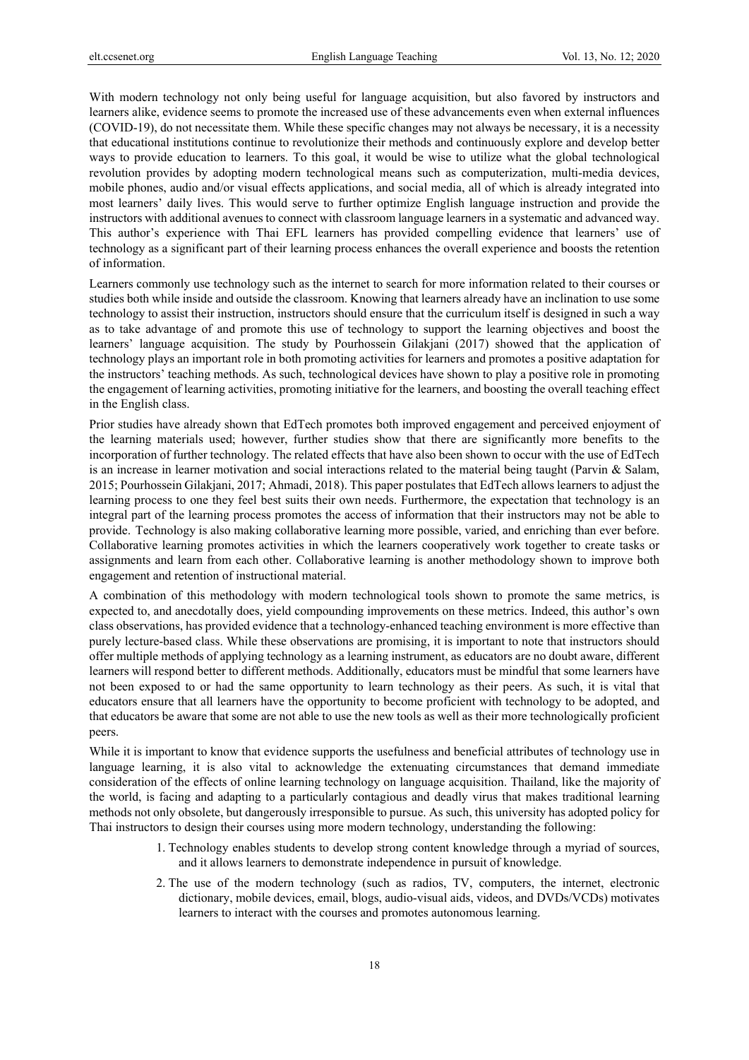With modern technology not only being useful for language acquisition, but also favored by instructors and learners alike, evidence seems to promote the increased use of these advancements even when external influences (COVID-19), do not necessitate them. While these specific changes may not always be necessary, it is a necessity that educational institutions continue to revolutionize their methods and continuously explore and develop better ways to provide education to learners. To this goal, it would be wise to utilize what the global technological revolution provides by adopting modern technological means such as computerization, multi-media devices, mobile phones, audio and/or visual effects applications, and social media, all of which is already integrated into most learners' daily lives. This would serve to further optimize English language instruction and provide the instructors with additional avenues to connect with classroom language learners in a systematic and advanced way. This author's experience with Thai EFL learners has provided compelling evidence that learners' use of technology as a significant part of their learning process enhances the overall experience and boosts the retention of information.

Learners commonly use technology such as the internet to search for more information related to their courses or studies both while inside and outside the classroom. Knowing that learners already have an inclination to use some technology to assist their instruction, instructors should ensure that the curriculum itself is designed in such a way as to take advantage of and promote this use of technology to support the learning objectives and boost the learners' language acquisition. The study by Pourhossein Gilakjani (2017) showed that the application of technology plays an important role in both promoting activities for learners and promotes a positive adaptation for the instructors' teaching methods. As such, technological devices have shown to play a positive role in promoting the engagement of learning activities, promoting initiative for the learners, and boosting the overall teaching effect in the English class.

Prior studies have already shown that EdTech promotes both improved engagement and perceived enjoyment of the learning materials used; however, further studies show that there are significantly more benefits to the incorporation of further technology. The related effects that have also been shown to occur with the use of EdTech is an increase in learner motivation and social interactions related to the material being taught (Parvin & Salam, 2015; Pourhossein Gilakjani, 2017; Ahmadi, 2018). This paper postulates that EdTech allows learners to adjust the learning process to one they feel best suits their own needs. Furthermore, the expectation that technology is an integral part of the learning process promotes the access of information that their instructors may not be able to provide. Technology is also making collaborative learning more possible, varied, and enriching than ever before. Collaborative learning promotes activities in which the learners cooperatively work together to create tasks or assignments and learn from each other. Collaborative learning is another methodology shown to improve both engagement and retention of instructional material.

A combination of this methodology with modern technological tools shown to promote the same metrics, is expected to, and anecdotally does, yield compounding improvements on these metrics. Indeed, this author's own class observations, has provided evidence that a technology-enhanced teaching environment is more effective than purely lecture-based class. While these observations are promising, it is important to note that instructors should offer multiple methods of applying technology as a learning instrument, as educators are no doubt aware, different learners will respond better to different methods. Additionally, educators must be mindful that some learners have not been exposed to or had the same opportunity to learn technology as their peers. As such, it is vital that educators ensure that all learners have the opportunity to become proficient with technology to be adopted, and that educators be aware that some are not able to use the new tools as well as their more technologically proficient peers.

While it is important to know that evidence supports the usefulness and beneficial attributes of technology use in language learning, it is also vital to acknowledge the extenuating circumstances that demand immediate consideration of the effects of online learning technology on language acquisition. Thailand, like the majority of the world, is facing and adapting to a particularly contagious and deadly virus that makes traditional learning methods not only obsolete, but dangerously irresponsible to pursue. As such, this university has adopted policy for Thai instructors to design their courses using more modern technology, understanding the following:

1. Technology enables students to develop strong content knowledge through a myriad of sources, and it allows learners to demonstrate independence in pursuit of knowledge.
2. The use of the modern technology (such as radios, TV, computers, the internet, electronic dictionary, mobile devices, email, blogs, audio-visual aids, videos, and DVDs/VCDs) motivates learners to interact with the courses and promotes autonomous learning.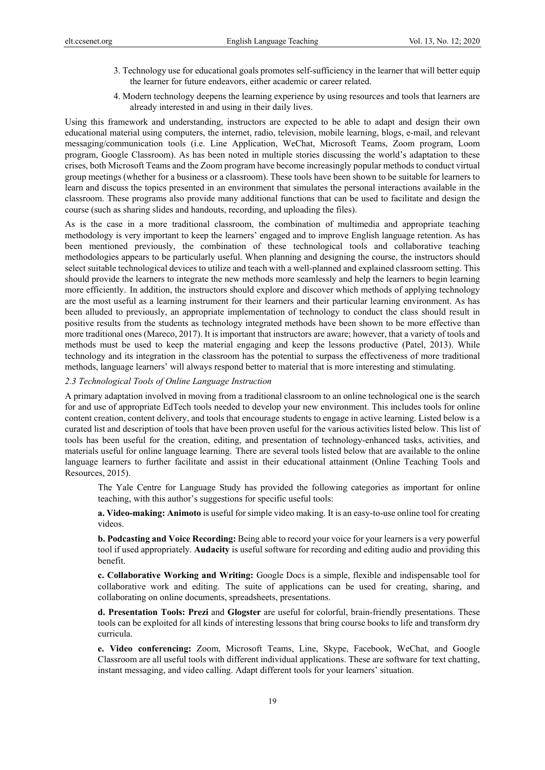3. Technology use for educational goals promotes self-sufficiency in the learner that will better equip the learner for future endeavors, either academic or career related.

4. Modern technology deepens the learning experience by using resources and tools that learners are already interested in and using in their daily lives.

Using this framework and understanding, instructors are expected to be able to adapt and design their own educational material using computers, the internet, radio, television, mobile learning, blogs, e-mail, and relevant messaging/communication tools (i.e. Line Application, WeChat, Microsoft Teams, Zoom program, Loom program, Google Classroom). As has been noted in multiple stories discussing the world's adaptation to these crises, both Microsoft Teams and the Zoom program have become increasingly popular methods to conduct virtual group meetings (whether for a business or a classroom). These tools have been shown to be suitable for learners to learn and discuss the topics presented in an environment that simulates the personal interactions available in the classroom. These programs also provide many additional functions that can be used to facilitate and design the course (such as sharing slides and handouts, recording, and uploading the files).

As is the case in a more traditional classroom, the combination of multimedia and appropriate teaching methodology is very important to keep the learners' engaged and to improve English language retention. As has been mentioned previously, the combination of these technological tools and collaborative teaching methodologies appears to be particularly useful. When planning and designing the course, the instructors should select suitable technological devices to utilize and teach with a well-planned and explained classroom setting. This should provide the learners to integrate the new methods more seamlessly and help the learners to begin learning more efficiently. In addition, the instructors should explore and discover which methods of applying technology are the most useful as a learning instrument for their learners and their particular learning environment. As has been alluded to previously, an appropriate implementation of technology to conduct the class should result in positive results from the students as technology integrated methods have been shown to be more effective than more traditional ones (Mareco, 2017). It is important that instructors are aware; however, that a variety of tools and methods must be used to keep the material engaging and keep the lessons productive (Patel, 2013). While technology and its integration in the classroom has the potential to surpass the effectiveness of more traditional methods, language learners' will always respond better to material that is more interesting and stimulating.

### *2.3 Technological Tools of Online Language Instruction*

A primary adaptation involved in moving from a traditional classroom to an online technological one is the search for and use of appropriate EdTech tools needed to develop your new environment. This includes tools for online content creation, content delivery, and tools that encourage students to engage in active learning. Listed below is a curated list and description of tools that have been proven useful for the various activities listed below. This list of tools has been useful for the creation, editing, and presentation of technology-enhanced tasks, activities, and materials useful for online language learning. There are several tools listed below that are available to the online language learners to further facilitate and assist in their educational attainment (Online Teaching Tools and Resources, 2015).

The Yale Centre for Language Study has provided the following categories as important for online teaching, with this author's suggestions for specific useful tools:

**a. Video-making: Animoto** is useful for simple video making. It is an easy-to-use online tool for creating videos.

**b. Podcasting and Voice Recording:** Being able to record your voice for your learners is a very powerful tool if used appropriately. **Audacity** is useful software for recording and editing audio and providing this benefit.

**c. Collaborative Working and Writing:** Google Docs is a simple, flexible and indispensable tool for collaborative work and editing. The suite of applications can be used for creating, sharing, and collaborating on online documents, spreadsheets, presentations.

**d. Presentation Tools: Prezi** and **Glogster** are useful for colorful, brain-friendly presentations. These tools can be exploited for all kinds of interesting lessons that bring course books to life and transform dry curricula.

**e. Video conferencing:** Zoom, Microsoft Teams, Line, Skype, Facebook, WeChat, and Google Classroom are all useful tools with different individual applications. These are software for text chatting, instant messaging, and video calling. Adapt different tools for your learners' situation.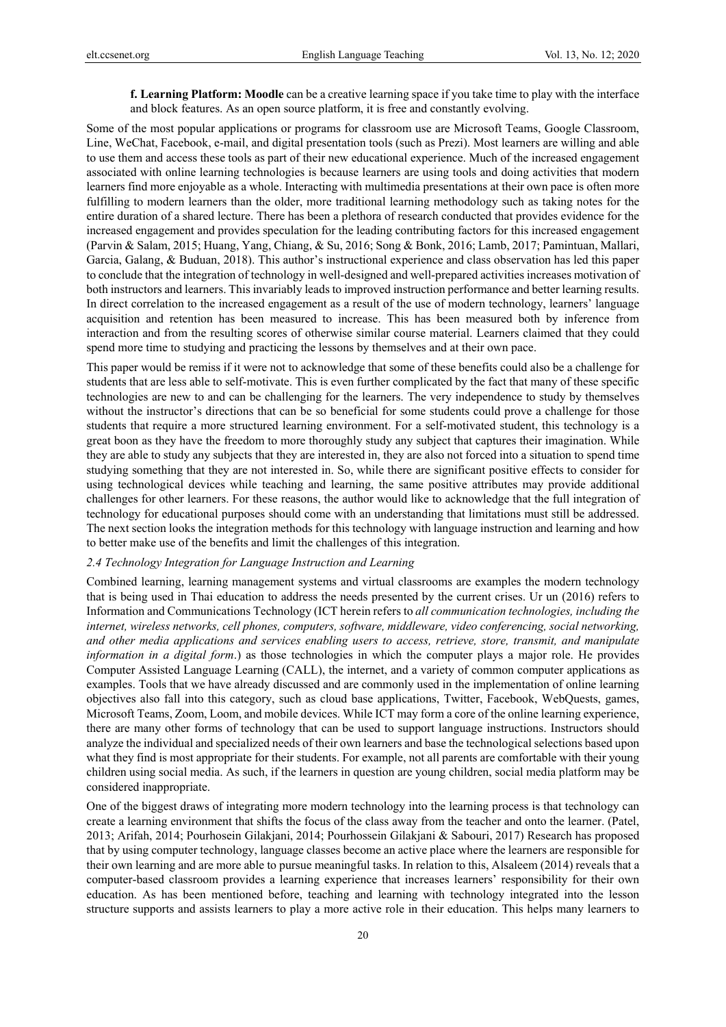**f. Learning Platform: Moodle** can be a creative learning space if you take time to play with the interface and block features. As an open source platform, it is free and constantly evolving.

Some of the most popular applications or programs for classroom use are Microsoft Teams, Google Classroom, Line, WeChat, Facebook, e-mail, and digital presentation tools (such as Prezi). Most learners are willing and able to use them and access these tools as part of their new educational experience. Much of the increased engagement associated with online learning technologies is because learners are using tools and doing activities that modern learners find more enjoyable as a whole. Interacting with multimedia presentations at their own pace is often more fulfilling to modern learners than the older, more traditional learning methodology such as taking notes for the entire duration of a shared lecture. There has been a plethora of research conducted that provides evidence for the increased engagement and provides speculation for the leading contributing factors for this increased engagement (Parvin & Salam, 2015; Huang, Yang, Chiang, & Su, 2016; Song & Bonk, 2016; Lamb, 2017; Pamintuan, Mallari, Garcia, Galang, & Buduan, 2018). This author's instructional experience and class observation has led this paper to conclude that the integration of technology in well-designed and well-prepared activities increases motivation of both instructors and learners. This invariably leads to improved instruction performance and better learning results. In direct correlation to the increased engagement as a result of the use of modern technology, learners' language acquisition and retention has been measured to increase. This has been measured both by inference from interaction and from the resulting scores of otherwise similar course material. Learners claimed that they could spend more time to studying and practicing the lessons by themselves and at their own pace.

This paper would be remiss if it were not to acknowledge that some of these benefits could also be a challenge for students that are less able to self-motivate. This is even further complicated by the fact that many of these specific technologies are new to and can be challenging for the learners. The very independence to study by themselves without the instructor's directions that can be so beneficial for some students could prove a challenge for those students that require a more structured learning environment. For a self-motivated student, this technology is a great boon as they have the freedom to more thoroughly study any subject that captures their imagination. While they are able to study any subjects that they are interested in, they are also not forced into a situation to spend time studying something that they are not interested in. So, while there are significant positive effects to consider for using technological devices while teaching and learning, the same positive attributes may provide additional challenges for other learners. For these reasons, the author would like to acknowledge that the full integration of technology for educational purposes should come with an understanding that limitations must still be addressed. The next section looks the integration methods for this technology with language instruction and learning and how to better make use of the benefits and limit the challenges of this integration.

### *2.4 Technology Integration for Language Instruction and Learning*

Combined learning, learning management systems and virtual classrooms are examples the modern technology that is being used in Thai education to address the needs presented by the current crises. Ur un (2016) refers to Information and Communications Technology (ICT herein refers to *all communication technologies, including the internet, wireless networks, cell phones, computers, software, middleware, video conferencing, social networking, and other media applications and services enabling users to access, retrieve, store, transmit, and manipulate information in a digital form*.) as those technologies in which the computer plays a major role. He provides Computer Assisted Language Learning (CALL), the internet, and a variety of common computer applications as examples. Tools that we have already discussed and are commonly used in the implementation of online learning objectives also fall into this category, such as cloud base applications, Twitter, Facebook, WebQuests, games, Microsoft Teams, Zoom, Loom, and mobile devices. While ICT may form a core of the online learning experience, there are many other forms of technology that can be used to support language instructions. Instructors should analyze the individual and specialized needs of their own learners and base the technological selections based upon what they find is most appropriate for their students. For example, not all parents are comfortable with their young children using social media. As such, if the learners in question are young children, social media platform may be considered inappropriate.

One of the biggest draws of integrating more modern technology into the learning process is that technology can create a learning environment that shifts the focus of the class away from the teacher and onto the learner. (Patel, 2013; Arifah, 2014; Pourhosein Gilakjani, 2014; Pourhossein Gilakjani & Sabouri, 2017) Research has proposed that by using computer technology, language classes become an active place where the learners are responsible for their own learning and are more able to pursue meaningful tasks. In relation to this, Alsaleem (2014) reveals that a computer-based classroom provides a learning experience that increases learners' responsibility for their own education. As has been mentioned before, teaching and learning with technology integrated into the lesson structure supports and assists learners to play a more active role in their education. This helps many learners to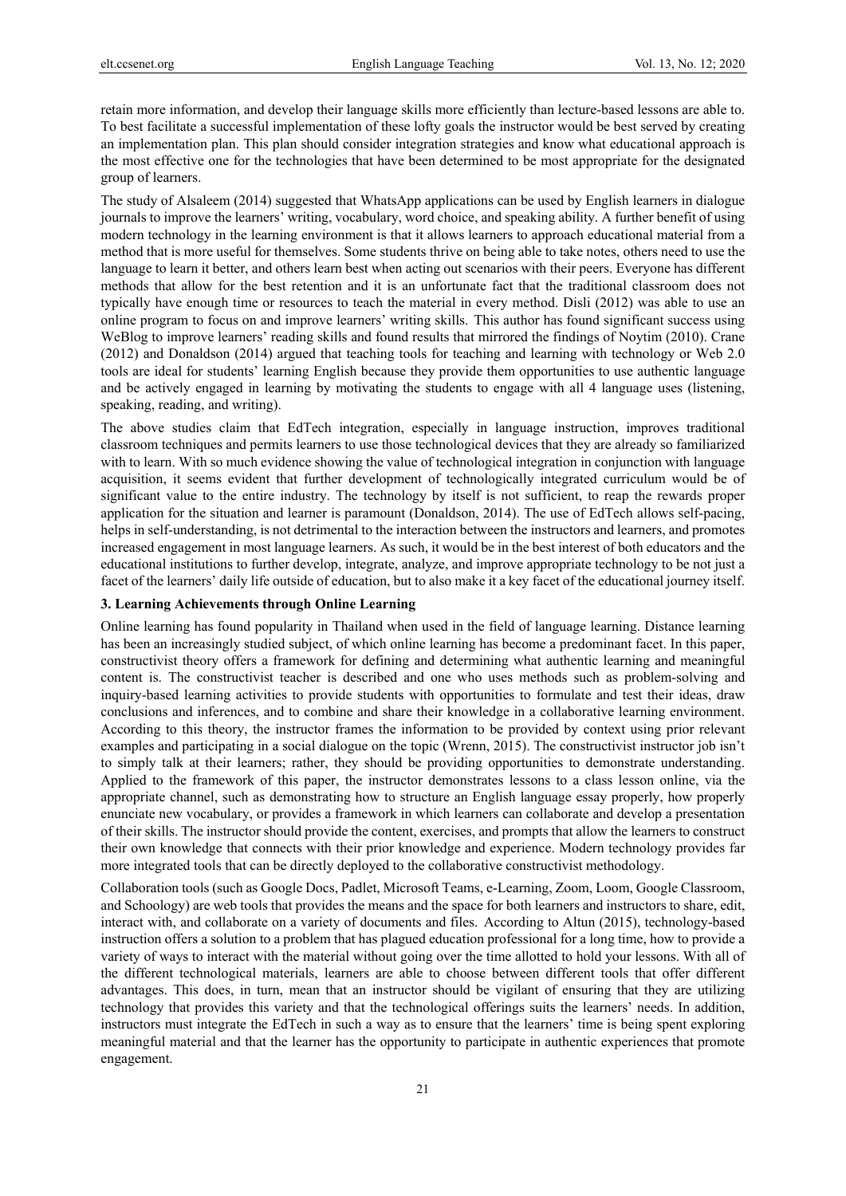retain more information, and develop their language skills more efficiently than lecture-based lessons are able to. To best facilitate a successful implementation of these lofty goals the instructor would be best served by creating an implementation plan. This plan should consider integration strategies and know what educational approach is the most effective one for the technologies that have been determined to be most appropriate for the designated group of learners.

The study of Alsaleem (2014) suggested that WhatsApp applications can be used by English learners in dialogue journals to improve the learners' writing, vocabulary, word choice, and speaking ability. A further benefit of using modern technology in the learning environment is that it allows learners to approach educational material from a method that is more useful for themselves. Some students thrive on being able to take notes, others need to use the language to learn it better, and others learn best when acting out scenarios with their peers. Everyone has different methods that allow for the best retention and it is an unfortunate fact that the traditional classroom does not typically have enough time or resources to teach the material in every method. Disli (2012) was able to use an online program to focus on and improve learners' writing skills. This author has found significant success using WeBlog to improve learners' reading skills and found results that mirrored the findings of Noytim (2010). Crane (2012) and Donaldson (2014) argued that teaching tools for teaching and learning with technology or Web 2.0 tools are ideal for students' learning English because they provide them opportunities to use authentic language and be actively engaged in learning by motivating the students to engage with all 4 language uses (listening, speaking, reading, and writing).

The above studies claim that EdTech integration, especially in language instruction, improves traditional classroom techniques and permits learners to use those technological devices that they are already so familiarized with to learn. With so much evidence showing the value of technological integration in conjunction with language acquisition, it seems evident that further development of technologically integrated curriculum would be of significant value to the entire industry. The technology by itself is not sufficient, to reap the rewards proper application for the situation and learner is paramount (Donaldson, 2014). The use of EdTech allows self-pacing, helps in self-understanding, is not detrimental to the interaction between the instructors and learners, and promotes increased engagement in most language learners. As such, it would be in the best interest of both educators and the educational institutions to further develop, integrate, analyze, and improve appropriate technology to be not just a facet of the learners' daily life outside of education, but to also make it a key facet of the educational journey itself.

## 3. Learning Achievements through Online Learning

Online learning has found popularity in Thailand when used in the field of language learning. Distance learning has been an increasingly studied subject, of which online learning has become a predominant facet. In this paper, constructivist theory offers a framework for defining and determining what authentic learning and meaningful content is. The constructivist teacher is described and one who uses methods such as problem-solving and inquiry-based learning activities to provide students with opportunities to formulate and test their ideas, draw conclusions and inferences, and to combine and share their knowledge in a collaborative learning environment. According to this theory, the instructor frames the information to be provided by context using prior relevant examples and participating in a social dialogue on the topic (Wrenn, 2015). The constructivist instructor job isn't to simply talk at their learners; rather, they should be providing opportunities to demonstrate understanding. Applied to the framework of this paper, the instructor demonstrates lessons to a class lesson online, via the appropriate channel, such as demonstrating how to structure an English language essay properly, how properly enunciate new vocabulary, or provides a framework in which learners can collaborate and develop a presentation of their skills. The instructor should provide the content, exercises, and prompts that allow the learners to construct their own knowledge that connects with their prior knowledge and experience. Modern technology provides far more integrated tools that can be directly deployed to the collaborative constructivist methodology.

Collaboration tools (such as Google Docs, Padlet, Microsoft Teams, e-Learning, Zoom, Loom, Google Classroom, and Schoology) are web tools that provides the means and the space for both learners and instructors to share, edit, interact with, and collaborate on a variety of documents and files. According to Altun (2015), technology-based instruction offers a solution to a problem that has plagued education professional for a long time, how to provide a variety of ways to interact with the material without going over the time allotted to hold your lessons. With all of the different technological materials, learners are able to choose between different tools that offer different advantages. This does, in turn, mean that an instructor should be vigilant of ensuring that they are utilizing technology that provides this variety and that the technological offerings suits the learners' needs. In addition, instructors must integrate the EdTech in such a way as to ensure that the learners' time is being spent exploring meaningful material and that the learner has the opportunity to participate in authentic experiences that promote engagement.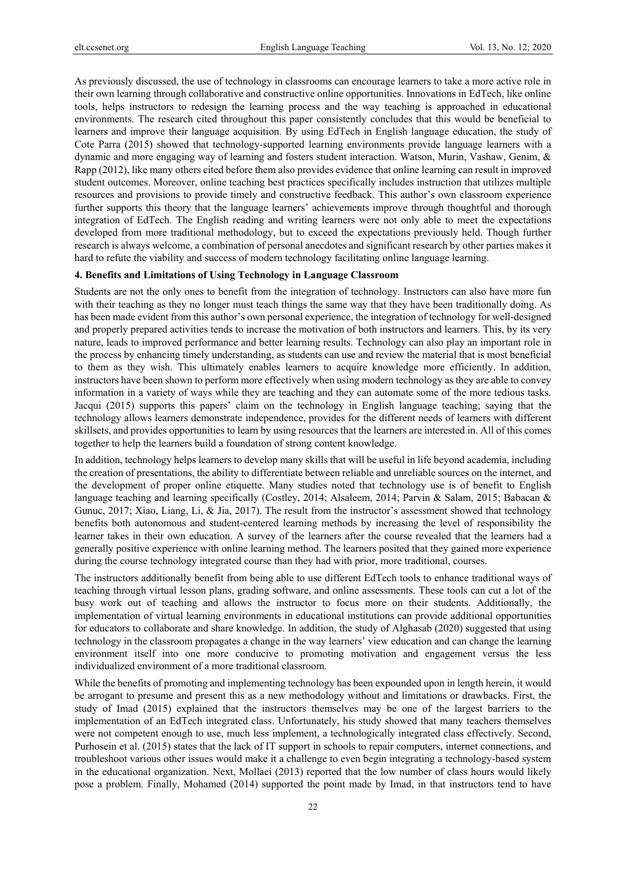As previously discussed, the use of technology in classrooms can encourage learners to take a more active role in their own learning through collaborative and constructive online opportunities. Innovations in EdTech, like online tools, helps instructors to redesign the learning process and the way teaching is approached in educational environments. The research cited throughout this paper consistently concludes that this would be beneficial to learners and improve their language acquisition. By using EdTech in English language education, the study of Cote Parra (2015) showed that technology-supported learning environments provide language learners with a dynamic and more engaging way of learning and fosters student interaction. Watson, Murin, Vashaw, Genim, & Rapp (2012), like many others cited before them also provides evidence that online learning can result in improved student outcomes. Moreover, online teaching best practices specifically includes instruction that utilizes multiple resources and provisions to provide timely and constructive feedback. This author's own classroom experience further supports this theory that the language learners' achievements improve through thoughtful and thorough integration of EdTech. The English reading and writing learners were not only able to meet the expectations developed from more traditional methodology, but to exceed the expectations previously held. Though further research is always welcome, a combination of personal anecdotes and significant research by other parties makes it hard to refute the viability and success of modern technology facilitating online language learning.

## 4. Benefits and Limitations of Using Technology in Language Classroom

Students are not the only ones to benefit from the integration of technology. Instructors can also have more fun with their teaching as they no longer must teach things the same way that they have been traditionally doing. As has been made evident from this author's own personal experience, the integration of technology for well-designed and properly prepared activities tends to increase the motivation of both instructors and learners. This, by its very nature, leads to improved performance and better learning results. Technology can also play an important role in the process by enhancing timely understanding, as students can use and review the material that is most beneficial to them as they wish. This ultimately enables learners to acquire knowledge more efficiently. In addition, instructors have been shown to perform more effectively when using modern technology as they are able to convey information in a variety of ways while they are teaching and they can automate some of the more tedious tasks. Jacqui (2015) supports this papers' claim on the technology in English language teaching; saying that the technology allows learners demonstrate independence, provides for the different needs of learners with different skillsets, and provides opportunities to learn by using resources that the learners are interested in. All of this comes together to help the learners build a foundation of strong content knowledge.

In addition, technology helps learners to develop many skills that will be useful in life beyond academia, including the creation of presentations, the ability to differentiate between reliable and unreliable sources on the internet, and the development of proper online etiquette. Many studies noted that technology use is of benefit to English language teaching and learning specifically (Costley, 2014; Alsaleem, 2014; Parvin & Salam, 2015; Babacan & Gunuc, 2017; Xiao, Liang, Li, & Jia, 2017). The result from the instructor's assessment showed that technology benefits both autonomous and student-centered learning methods by increasing the level of responsibility the learner takes in their own education. A survey of the learners after the course revealed that the learners had a generally positive experience with online learning method. The learners posited that they gained more experience during the course technology integrated course than they had with prior, more traditional, courses.

The instructors additionally benefit from being able to use different EdTech tools to enhance traditional ways of teaching through virtual lesson plans, grading software, and online assessments. These tools can cut a lot of the busy work out of teaching and allows the instructor to focus more on their students. Additionally, the implementation of virtual learning environments in educational institutions can provide additional opportunities for educators to collaborate and share knowledge. In addition, the study of Alghasab (2020) suggested that using technology in the classroom propagates a change in the way learners' view education and can change the learning environment itself into one more conducive to promoting motivation and engagement versus the less individualized environment of a more traditional classroom.

While the benefits of promoting and implementing technology has been expounded upon in length herein, it would be arrogant to presume and present this as a new methodology without and limitations or drawbacks. First, the study of Imad (2015) explained that the instructors themselves may be one of the largest barriers to the implementation of an EdTech integrated class. Unfortunately, his study showed that many teachers themselves were not competent enough to use, much less implement, a technologically integrated class effectively. Second, Purhosein et al. (2015) states that the lack of IT support in schools to repair computers, internet connections, and troubleshoot various other issues would make it a challenge to even begin integrating a technology-based system in the educational organization. Next, Mollaei (2013) reported that the low number of class hours would likely pose a problem. Finally, Mohamed (2014) supported the point made by Imad, in that instructors tend to have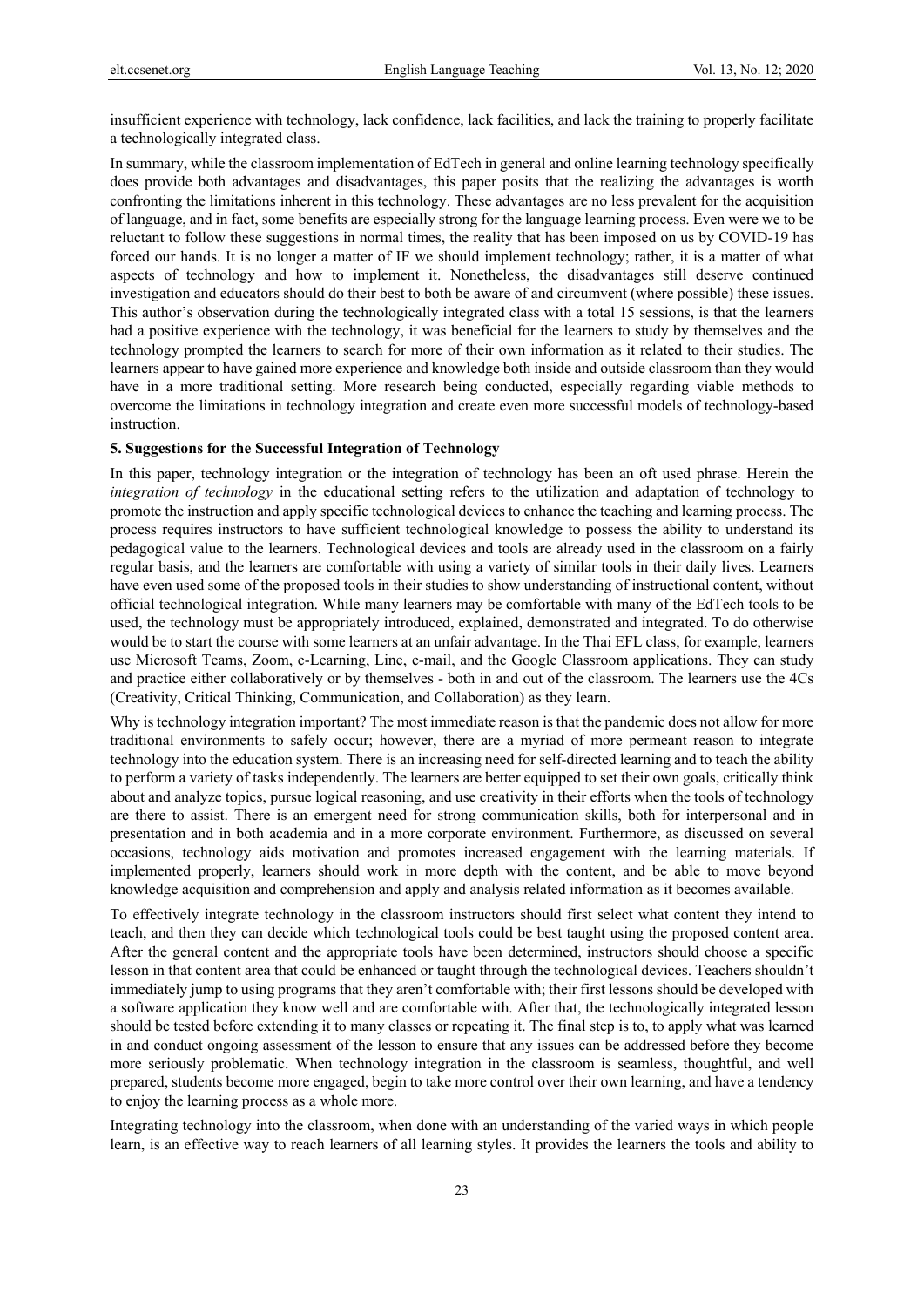insufficient experience with technology, lack confidence, lack facilities, and lack the training to properly facilitate a technologically integrated class.

In summary, while the classroom implementation of EdTech in general and online learning technology specifically does provide both advantages and disadvantages, this paper posits that the realizing the advantages is worth confronting the limitations inherent in this technology. These advantages are no less prevalent for the acquisition of language, and in fact, some benefits are especially strong for the language learning process. Even were we to be reluctant to follow these suggestions in normal times, the reality that has been imposed on us by COVID-19 has forced our hands. It is no longer a matter of IF we should implement technology; rather, it is a matter of what aspects of technology and how to implement it. Nonetheless, the disadvantages still deserve continued investigation and educators should do their best to both be aware of and circumvent (where possible) these issues. This author's observation during the technologically integrated class with a total 15 sessions, is that the learners had a positive experience with the technology, it was beneficial for the learners to study by themselves and the technology prompted the learners to search for more of their own information as it related to their studies. The learners appear to have gained more experience and knowledge both inside and outside classroom than they would have in a more traditional setting. More research being conducted, especially regarding viable methods to overcome the limitations in technology integration and create even more successful models of technology-based instruction.

## 5. Suggestions for the Successful Integration of Technology

In this paper, technology integration or the integration of technology has been an oft used phrase. Herein the *integration of technology* in the educational setting refers to the utilization and adaptation of technology to promote the instruction and apply specific technological devices to enhance the teaching and learning process. The process requires instructors to have sufficient technological knowledge to possess the ability to understand its pedagogical value to the learners. Technological devices and tools are already used in the classroom on a fairly regular basis, and the learners are comfortable with using a variety of similar tools in their daily lives. Learners have even used some of the proposed tools in their studies to show understanding of instructional content, without official technological integration. While many learners may be comfortable with many of the EdTech tools to be used, the technology must be appropriately introduced, explained, demonstrated and integrated. To do otherwise would be to start the course with some learners at an unfair advantage. In the Thai EFL class, for example, learners use Microsoft Teams, Zoom, e-Learning, Line, e-mail, and the Google Classroom applications. They can study and practice either collaboratively or by themselves - both in and out of the classroom. The learners use the 4Cs (Creativity, Critical Thinking, Communication, and Collaboration) as they learn.

Why is technology integration important? The most immediate reason is that the pandemic does not allow for more traditional environments to safely occur; however, there are a myriad of more permeant reason to integrate technology into the education system. There is an increasing need for self-directed learning and to teach the ability to perform a variety of tasks independently. The learners are better equipped to set their own goals, critically think about and analyze topics, pursue logical reasoning, and use creativity in their efforts when the tools of technology are there to assist. There is an emergent need for strong communication skills, both for interpersonal and in presentation and in both academia and in a more corporate environment. Furthermore, as discussed on several occasions, technology aids motivation and promotes increased engagement with the learning materials. If implemented properly, learners should work in more depth with the content, and be able to move beyond knowledge acquisition and comprehension and apply and analysis related information as it becomes available.

To effectively integrate technology in the classroom instructors should first select what content they intend to teach, and then they can decide which technological tools could be best taught using the proposed content area. After the general content and the appropriate tools have been determined, instructors should choose a specific lesson in that content area that could be enhanced or taught through the technological devices. Teachers shouldn't immediately jump to using programs that they aren't comfortable with; their first lessons should be developed with a software application they know well and are comfortable with. After that, the technologically integrated lesson should be tested before extending it to many classes or repeating it. The final step is to, to apply what was learned in and conduct ongoing assessment of the lesson to ensure that any issues can be addressed before they become more seriously problematic. When technology integration in the classroom is seamless, thoughtful, and well prepared, students become more engaged, begin to take more control over their own learning, and have a tendency to enjoy the learning process as a whole more.

Integrating technology into the classroom, when done with an understanding of the varied ways in which people learn, is an effective way to reach learners of all learning styles. It provides the learners the tools and ability to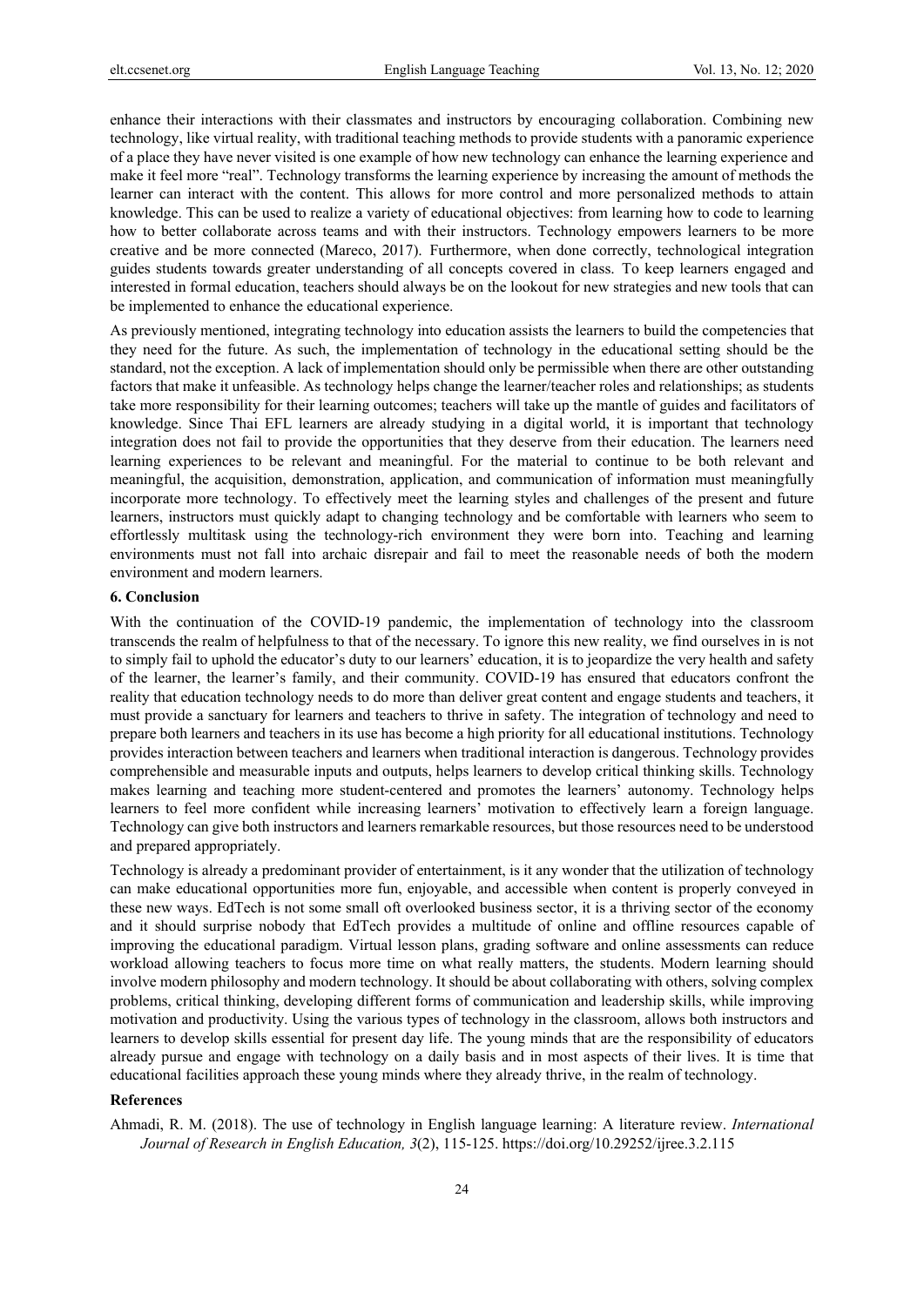enhance their interactions with their classmates and instructors by encouraging collaboration. Combining new technology, like virtual reality, with traditional teaching methods to provide students with a panoramic experience of a place they have never visited is one example of how new technology can enhance the learning experience and make it feel more "real". Technology transforms the learning experience by increasing the amount of methods the learner can interact with the content. This allows for more control and more personalized methods to attain knowledge. This can be used to realize a variety of educational objectives: from learning how to code to learning how to better collaborate across teams and with their instructors. Technology empowers learners to be more creative and be more connected (Mareco, 2017). Furthermore, when done correctly, technological integration guides students towards greater understanding of all concepts covered in class. To keep learners engaged and interested in formal education, teachers should always be on the lookout for new strategies and new tools that can be implemented to enhance the educational experience.

As previously mentioned, integrating technology into education assists the learners to build the competencies that they need for the future. As such, the implementation of technology in the educational setting should be the standard, not the exception. A lack of implementation should only be permissible when there are other outstanding factors that make it unfeasible. As technology helps change the learner/teacher roles and relationships; as students take more responsibility for their learning outcomes; teachers will take up the mantle of guides and facilitators of knowledge. Since Thai EFL learners are already studying in a digital world, it is important that technology integration does not fail to provide the opportunities that they deserve from their education. The learners need learning experiences to be relevant and meaningful. For the material to continue to be both relevant and meaningful, the acquisition, demonstration, application, and communication of information must meaningfully incorporate more technology. To effectively meet the learning styles and challenges of the present and future learners, instructors must quickly adapt to changing technology and be comfortable with learners who seem to effortlessly multitask using the technology-rich environment they were born into. Teaching and learning environments must not fall into archaic disrepair and fail to meet the reasonable needs of both the modern environment and modern learners.

## 6. Conclusion

With the continuation of the COVID-19 pandemic, the implementation of technology into the classroom transcends the realm of helpfulness to that of the necessary. To ignore this new reality, we find ourselves in is not to simply fail to uphold the educator's duty to our learners' education, it is to jeopardize the very health and safety of the learner, the learner's family, and their community. COVID-19 has ensured that educators confront the reality that education technology needs to do more than deliver great content and engage students and teachers, it must provide a sanctuary for learners and teachers to thrive in safety. The integration of technology and need to prepare both learners and teachers in its use has become a high priority for all educational institutions. Technology provides interaction between teachers and learners when traditional interaction is dangerous. Technology provides comprehensible and measurable inputs and outputs, helps learners to develop critical thinking skills. Technology makes learning and teaching more student-centered and promotes the learners' autonomy. Technology helps learners to feel more confident while increasing learners' motivation to effectively learn a foreign language. Technology can give both instructors and learners remarkable resources, but those resources need to be understood and prepared appropriately.

Technology is already a predominant provider of entertainment, is it any wonder that the utilization of technology can make educational opportunities more fun, enjoyable, and accessible when content is properly conveyed in these new ways. EdTech is not some small oft overlooked business sector, it is a thriving sector of the economy and it should surprise nobody that EdTech provides a multitude of online and offline resources capable of improving the educational paradigm. Virtual lesson plans, grading software and online assessments can reduce workload allowing teachers to focus more time on what really matters, the students. Modern learning should involve modern philosophy and modern technology. It should be about collaborating with others, solving complex problems, critical thinking, developing different forms of communication and leadership skills, while improving motivation and productivity. Using the various types of technology in the classroom, allows both instructors and learners to develop skills essential for present day life. The young minds that are the responsibility of educators already pursue and engage with technology on a daily basis and in most aspects of their lives. It is time that educational facilities approach these young minds where they already thrive, in the realm of technology.

## References

Ahmadi, R. M. (2018). The use of technology in English language learning: A literature review. *International Journal of Research in English Education, 3*(2), 115-125. https://doi.org/10.29252/ijree.3.2.115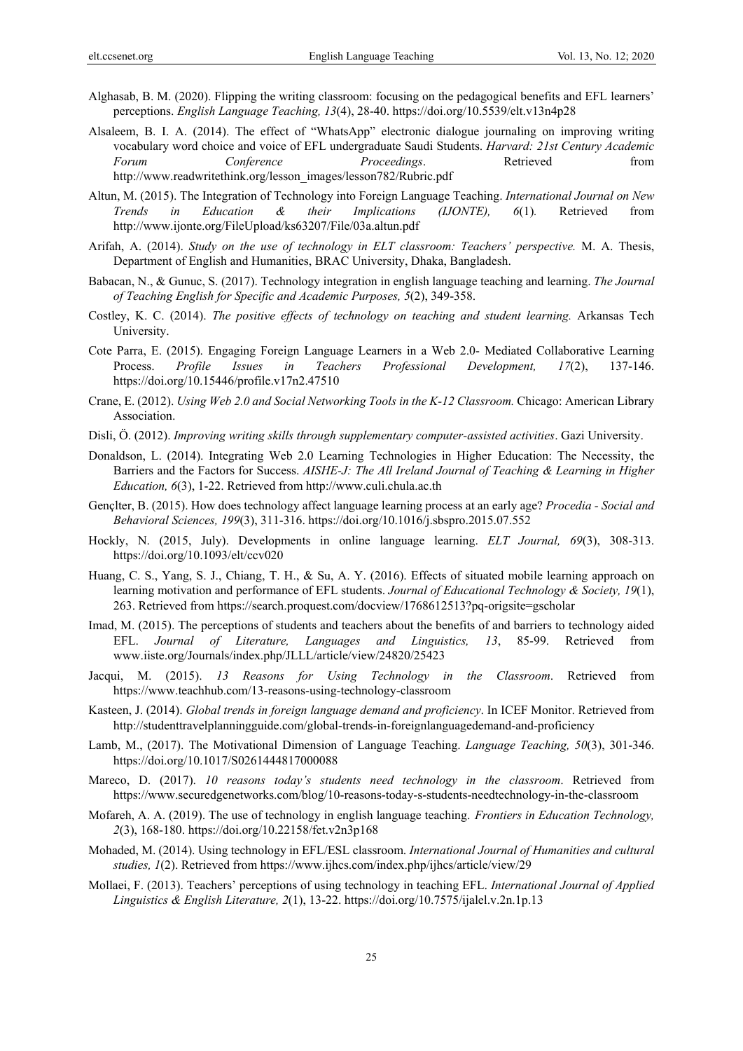Alghasab, B. M. (2020). Flipping the writing classroom: focusing on the pedagogical benefits and EFL learners' perceptions. *English Language Teaching, 13*(4), 28-40. https://doi.org/10.5539/elt.v13n4p28

Alsaleem, B. I. A. (2014). The effect of "WhatsApp" electronic dialogue journaling on improving writing vocabulary word choice and voice of EFL undergraduate Saudi Students. *Harvard: 21st Century Academic Forum Conference Proceedings*. Retrieved from http://www.readwritethink.org/lesson_images/lesson782/Rubric.pdf

Altun, M. (2015). The Integration of Technology into Foreign Language Teaching. *International Journal on New Trends in Education & their Implications (IJONTE), 6*(1). Retrieved from http://www.ijonte.org/FileUpload/ks63207/File/03a.altun.pdf

Arifah, A. (2014). *Study on the use of technology in ELT classroom: Teachers' perspective.* M. A. Thesis, Department of English and Humanities, BRAC University, Dhaka, Bangladesh.

Babacan, N., & Gunuc, S. (2017). Technology integration in english language teaching and learning. *The Journal of Teaching English for Specific and Academic Purposes, 5*(2), 349-358.

Costley, K. C. (2014). *The positive effects of technology on teaching and student learning.* Arkansas Tech University.

Cote Parra, E. (2015). Engaging Foreign Language Learners in a Web 2.0- Mediated Collaborative Learning Process. *Profile Issues in Teachers Professional Development, 17*(2), 137-146. https://doi.org/10.15446/profile.v17n2.47510

Crane, E. (2012). *Using Web 2.0 and Social Networking Tools in the K-12 Classroom.* Chicago: American Library Association.

Disli, Ö. (2012). *Improving writing skills through supplementary computer-assisted activities*. Gazi University.

Donaldson, L. (2014). Integrating Web 2.0 Learning Technologies in Higher Education: The Necessity, the Barriers and the Factors for Success. *AISHE-J: The All Ireland Journal of Teaching & Learning in Higher Education, 6*(3), 1-22. Retrieved from http://www.culi.chula.ac.th

Gençlter, B. (2015). How does technology affect language learning process at an early age? *Procedia - Social and Behavioral Sciences, 199*(3), 311-316. https://doi.org/10.1016/j.sbspro.2015.07.552

Hockly, N. (2015, July). Developments in online language learning. *ELT Journal, 69*(3), 308-313. https://doi.org/10.1093/elt/ccv020

Huang, C. S., Yang, S. J., Chiang, T. H., & Su, A. Y. (2016). Effects of situated mobile learning approach on learning motivation and performance of EFL students. *Journal of Educational Technology & Society, 19*(1), 263. Retrieved from https://search.proquest.com/docview/1768612513?pq-origsite=gscholar

Imad, M. (2015). The perceptions of students and teachers about the benefits of and barriers to technology aided EFL. *Journal of Literature, Languages and Linguistics, 13*, 85-99. Retrieved from www.iiste.org/Journals/index.php/JLLL/article/view/24820/25423

Jacqui, M. (2015). *13 Reasons for Using Technology in the Classroom*. Retrieved from https://www.teachhub.com/13-reasons-using-technology-classroom

Kasteen, J. (2014). *Global trends in foreign language demand and proficiency*. In ICEF Monitor. Retrieved from http://studenttravelplanningguide.com/global-trends-in-foreignlanguagedemand-and-proficiency

Lamb, M., (2017). The Motivational Dimension of Language Teaching. *Language Teaching, 50*(3), 301-346. https://doi.org/10.1017/S0261444817000088

Mareco, D. (2017). *10 reasons today's students need technology in the classroom*. Retrieved from https://www.securedgenetworks.com/blog/10-reasons-today-s-students-needtechnology-in-the-classroom

Mofareh, A. A. (2019). The use of technology in english language teaching. *Frontiers in Education Technology, 2*(3), 168-180. https://doi.org/10.22158/fet.v2n3p168

Mohaded, M. (2014). Using technology in EFL/ESL classroom. *International Journal of Humanities and cultural studies, 1*(2). Retrieved from https://www.ijhcs.com/index.php/ijhcs/article/view/29

Mollaei, F. (2013). Teachers' perceptions of using technology in teaching EFL. *International Journal of Applied Linguistics & English Literature, 2*(1), 13-22. https://doi.org/10.7575/ijalel.v.2n.1p.13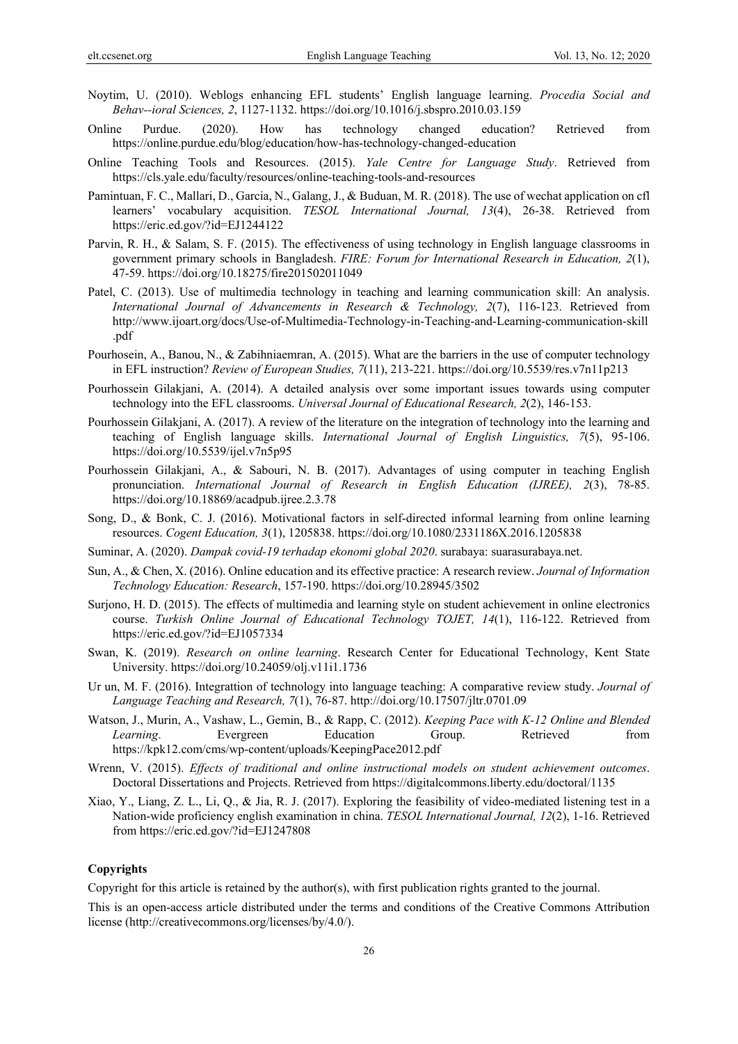Noytim, U. (2010). Weblogs enhancing EFL students' English language learning. *Procedia Social and Behav--ioral Sciences, 2*, 1127-1132. https://doi.org/10.1016/j.sbspro.2010.03.159

Online Purdue. (2020). How has technology changed education? Retrieved from https://online.purdue.edu/blog/education/how-has-technology-changed-education

Online Teaching Tools and Resources. (2015). *Yale Centre for Language Study*. Retrieved from https://cls.yale.edu/faculty/resources/online-teaching-tools-and-resources

Pamintuan, F. C., Mallari, D., Garcia, N., Galang, J., & Buduan, M. R. (2018). The use of wechat application on cfl learners' vocabulary acquisition. *TESOL International Journal, 13*(4), 26-38. Retrieved from https://eric.ed.gov/?id=EJ1244122

Parvin, R. H., & Salam, S. F. (2015). The effectiveness of using technology in English language classrooms in government primary schools in Bangladesh. *FIRE: Forum for International Research in Education, 2*(1), 47-59. https://doi.org/10.18275/fire201502011049

Patel, C. (2013). Use of multimedia technology in teaching and learning communication skill: An analysis. *International Journal of Advancements in Research & Technology, 2*(7), 116-123. Retrieved from http://www.ijoart.org/docs/Use-of-Multimedia-Technology-in-Teaching-and-Learning-communication-skill.pdf

Pourhosein, A., Banou, N., & Zabihniaemran, A. (2015). What are the barriers in the use of computer technology in EFL instruction? *Review of European Studies, 7*(11), 213-221. https://doi.org/10.5539/res.v7n11p213

Pourhossein Gilakjani, A. (2014). A detailed analysis over some important issues towards using computer technology into the EFL classrooms. *Universal Journal of Educational Research, 2*(2), 146-153.

Pourhossein Gilakjani, A. (2017). A review of the literature on the integration of technology into the learning and teaching of English language skills. *International Journal of English Linguistics, 7*(5), 95-106. https://doi.org/10.5539/ijel.v7n5p95

Pourhossein Gilakjani, A., & Sabouri, N. B. (2017). Advantages of using computer in teaching English pronunciation. *International Journal of Research in English Education (IJREE), 2*(3), 78-85. https://doi.org/10.18869/acadpub.ijree.2.3.78

Song, D., & Bonk, C. J. (2016). Motivational factors in self-directed informal learning from online learning resources. *Cogent Education, 3*(1), 1205838. https://doi.org/10.1080/2331186X.2016.1205838

Suminar, A. (2020). *Dampak covid-19 terhadap ekonomi global 2020*. surabaya: suarasurabaya.net.

Sun, A., & Chen, X. (2016). Online education and its effective practice: A research review. *Journal of Information Technology Education: Research*, 157-190. https://doi.org/10.28945/3502

Surjono, H. D. (2015). The effects of multimedia and learning style on student achievement in online electronics course. *Turkish Online Journal of Educational Technology TOJET, 14*(1), 116-122. Retrieved from https://eric.ed.gov/?id=EJ1057334

Swan, K. (2019). *Research on online learning*. Research Center for Educational Technology, Kent State University. https://doi.org/10.24059/olj.v11i1.1736

Ur un, M. F. (2016). Integrattion of technology into language teaching: A comparative review study. *Journal of Language Teaching and Research, 7*(1), 76-87. http://doi.org/10.17507/jltr.0701.09

Watson, J., Murin, A., Vashaw, L., Gemin, B., & Rapp, C. (2012). *Keeping Pace with K-12 Online and Blended Learning*. Evergreen Education Group. Retrieved from https://kpk12.com/cms/wp-content/uploads/KeepingPace2012.pdf

Wrenn, V. (2015). *Effects of traditional and online instructional models on student achievement outcomes*. Doctoral Dissertations and Projects. Retrieved from https://digitalcommons.liberty.edu/doctoral/1135

Xiao, Y., Liang, Z. L., Li, Q., & Jia, R. J. (2017). Exploring the feasibility of video-mediated listening test in a Nation-wide proficiency english examination in china. *TESOL International Journal, 12*(2), 1-16. Retrieved from https://eric.ed.gov/?id=EJ1247808

**Copyrights**

Copyright for this article is retained by the author(s), with first publication rights granted to the journal.

This is an open-access article distributed under the terms and conditions of the Creative Commons Attribution license (http://creativecommons.org/licenses/by/4.0/).